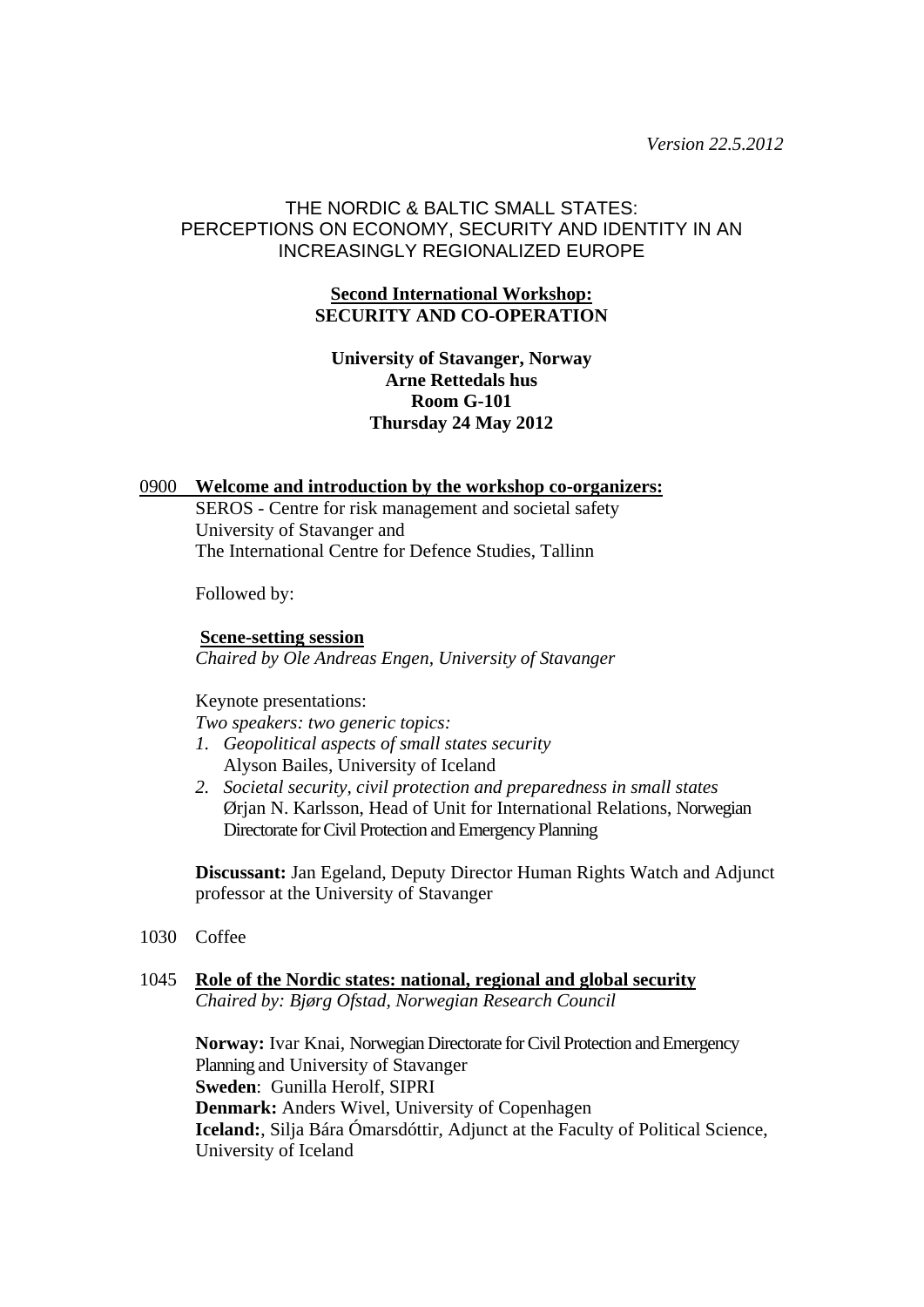*Version 22.5.2012*

# THE NORDIC & BALTIC SMALL STATES: PERCEPTIONS ON ECONOMY, SECURITY AND IDENTITY IN AN INCREASINGLY REGIONALIZED EUROPE

## Second International Workshop: SECURITY AND CO-OPERATION

**University of Stavanger, Norway**
**Arne Rettedals hus**
**Room G-101**
**Thursday 24 May 2012**

0900 **Welcome and introduction by the workshop co-organizers:**

SEROS - Centre for risk management and societal safety
University of Stavanger and
The International Centre for Defence Studies, Tallinn

Followed by:

**Scene-setting session**
*Chaired by Ole Andreas Engen, University of Stavanger*

Keynote presentations:
*Two speakers: two generic topics:*

1. *Geopolitical aspects of small states security*
   Alyson Bailes, University of Iceland
2. *Societal security, civil protection and preparedness in small states*
   Ørjan N. Karlsson, Head of Unit for International Relations, Norwegian Directorate for Civil Protection and Emergency Planning

**Discussant:** Jan Egeland, Deputy Director Human Rights Watch and Adjunct professor at the University of Stavanger

1030 Coffee

1045 **Role of the Nordic states: national, regional and global security**
*Chaired by: Bjørg Ofstad, Norwegian Research Council*

**Norway:** Ivar Knai, Norwegian Directorate for Civil Protection and Emergency Planning and University of Stavanger
**Sweden**: Gunilla Herolf, SIPRI
**Denmark:** Anders Wivel, University of Copenhagen
**Iceland:**, Silja Bára Ómarsdóttir, Adjunct at the Faculty of Political Science, University of Iceland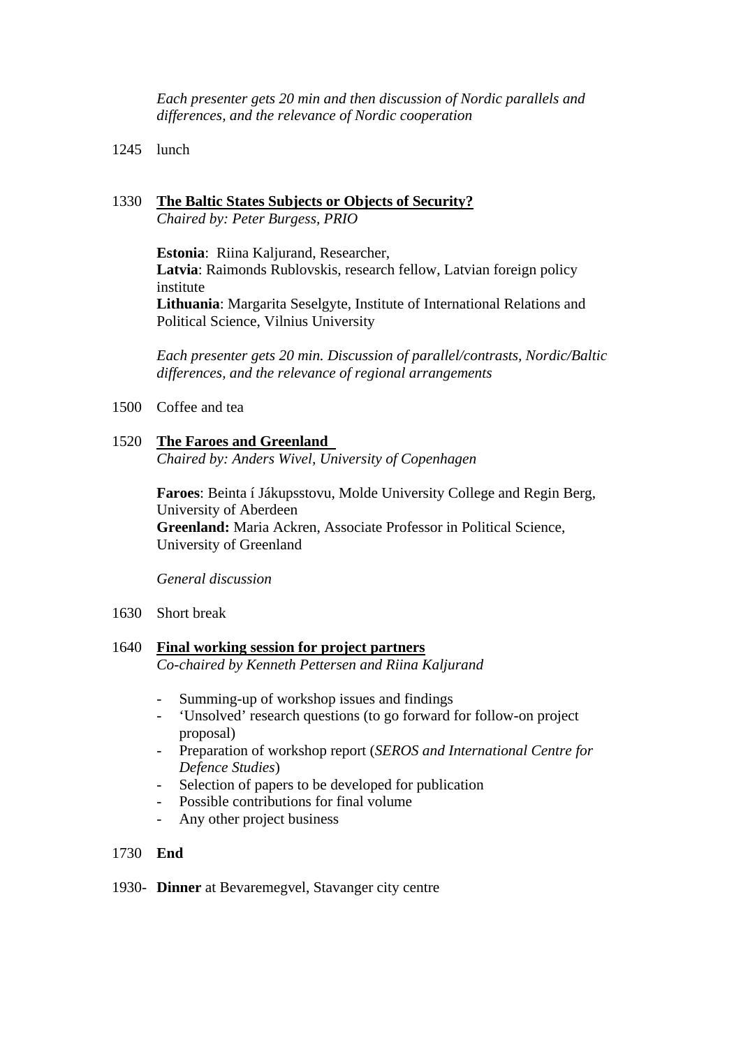*Each presenter gets 20 min and then discussion of Nordic parallels and differences, and the relevance of Nordic cooperation*

1245 lunch

1330 **The Baltic States Subjects or Objects of Security?**
*Chaired by: Peter Burgess, PRIO*

**Estonia**: Riina Kaljurand, Researcher,
**Latvia**: Raimonds Rublovskis, research fellow, Latvian foreign policy institute
**Lithuania**: Margarita Seselgyte, Institute of International Relations and Political Science, Vilnius University

*Each presenter gets 20 min. Discussion of parallel/contrasts, Nordic/Baltic differences, and the relevance of regional arrangements*

1500 Coffee and tea

1520 **The Faroes and Greenland**
*Chaired by: Anders Wivel, University of Copenhagen*

**Faroes**: Beinta í Jákupsstovu, Molde University College and Regin Berg, University of Aberdeen
**Greenland:** Maria Ackren, Associate Professor in Political Science, University of Greenland

*General discussion*

1630 Short break

1640 **Final working session for project partners**
*Co-chaired by Kenneth Pettersen and Riina Kaljurand*

- Summing-up of workshop issues and findings
- 'Unsolved' research questions (to go forward for follow-on project proposal)
- Preparation of workshop report (*SEROS and International Centre for Defence Studies*)
- Selection of papers to be developed for publication
- Possible contributions for final volume
- Any other project business

1730 **End**

1930- **Dinner** at Bevaremegvel, Stavanger city centre